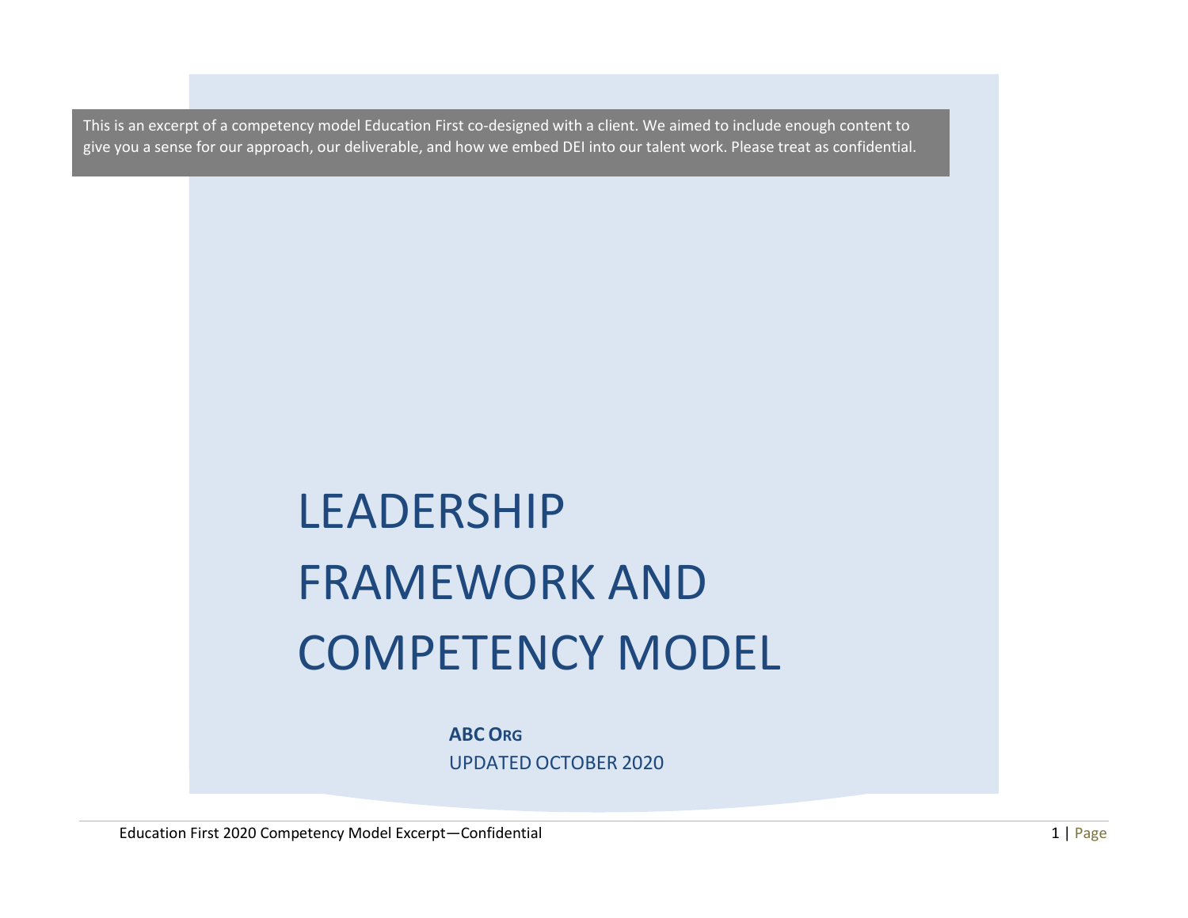This is an excerpt of a competency model Education First co-designed with a client. We aimed to include enough content to give you a sense for our approach, our deliverable, and how we embed DEI into our talent work. Please treat as confidential.

# LEADERSHIP FRAMEWORK AND COMPETENCY MODEL

**ABC ORG**

UPDATED OCTOBER 2020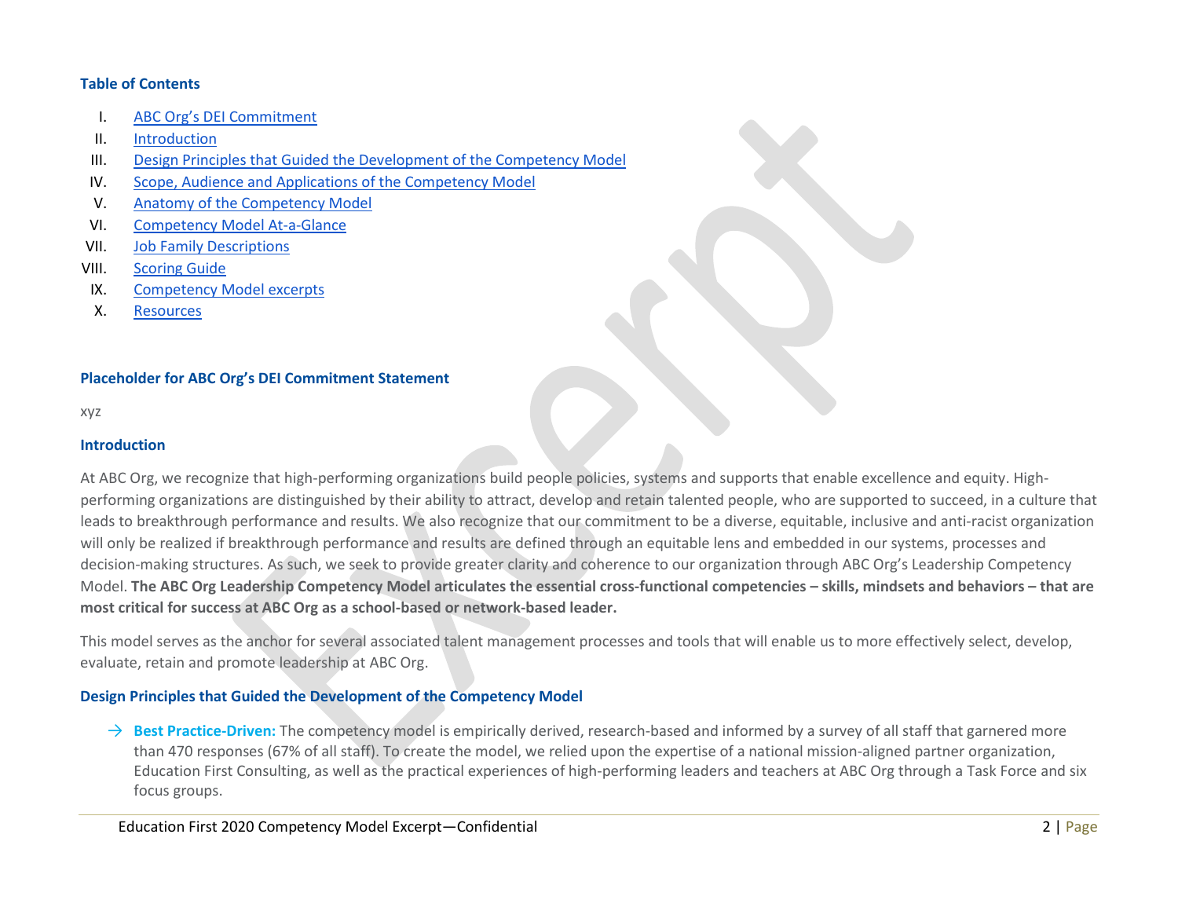**Table of Contents**

I. ABC Org's DEI Commitment
II. Introduction
III. Design Principles that Guided the Development of the Competency Model
IV. Scope, Audience and Applications of the Competency Model
V. Anatomy of the Competency Model
VI. Competency Model At-a-Glance
VII. Job Family Descriptions
VIII. Scoring Guide
IX. Competency Model excerpts
X. Resources

## Placeholder for ABC Org's DEI Commitment Statement

xyz

## Introduction

At ABC Org, we recognize that high-performing organizations build people policies, systems and supports that enable excellence and equity. High-performing organizations are distinguished by their ability to attract, develop and retain talented people, who are supported to succeed, in a culture that leads to breakthrough performance and results. We also recognize that our commitment to be a diverse, equitable, inclusive and anti-racist organization will only be realized if breakthrough performance and results are defined through an equitable lens and embedded in our systems, processes and decision-making structures. As such, we seek to provide greater clarity and coherence to our organization through ABC Org's Leadership Competency Model. **The ABC Org Leadership Competency Model articulates the essential cross-functional competencies – skills, mindsets and behaviors – that are most critical for success at ABC Org as a school-based or network-based leader.**

This model serves as the anchor for several associated talent management processes and tools that will enable us to more effectively select, develop, evaluate, retain and promote leadership at ABC Org.

## Design Principles that Guided the Development of the Competency Model

→ **Best Practice-Driven:** The competency model is empirically derived, research-based and informed by a survey of all staff that garnered more than 470 responses (67% of all staff). To create the model, we relied upon the expertise of a national mission-aligned partner organization, Education First Consulting, as well as the practical experiences of high-performing leaders and teachers at ABC Org through a Task Force and six focus groups.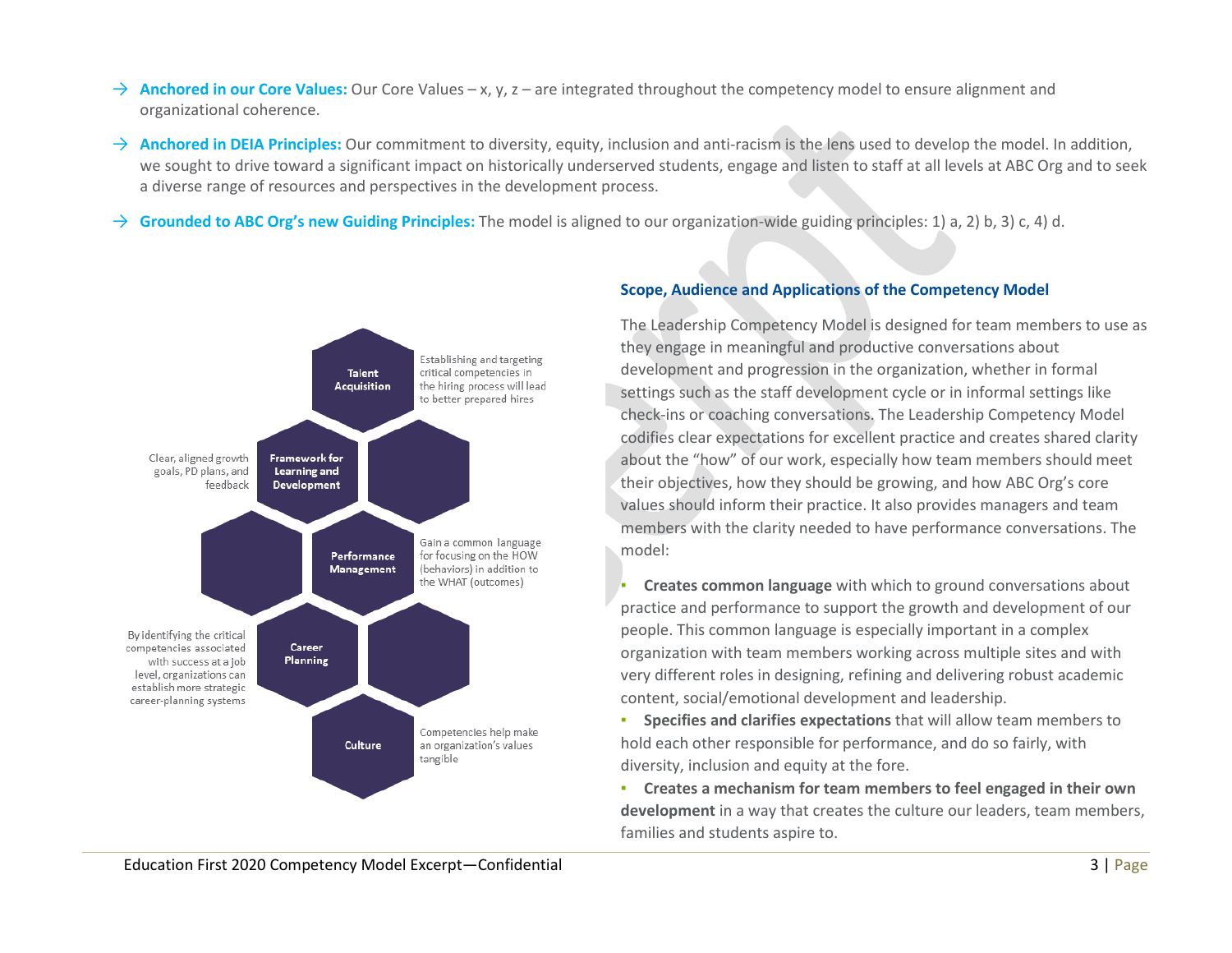→ **Anchored in our Core Values:** Our Core Values – x, y, z – are integrated throughout the competency model to ensure alignment and organizational coherence.

→ **Anchored in DEIA Principles:** Our commitment to diversity, equity, inclusion and anti-racism is the lens used to develop the model. In addition, we sought to drive toward a significant impact on historically underserved students, engage and listen to staff at all levels at ABC Org and to seek a diverse range of resources and perspectives in the development process.

→ **Grounded to ABC Org's new Guiding Principles:** The model is aligned to our organization-wide guiding principles: 1) a, 2) b, 3) c, 4) d.

**Talent Acquisition** – Establishing and targeting critical competencies in the hiring process will lead to better prepared hires

**Framework for Learning and Development** – Clear, aligned growth goals, PD plans, and feedback

**Performance Management** – Gain a common language for focusing on the HOW (behaviors) in addition to the WHAT (outcomes)

**Career Planning** – By identifying the critical competencies associated with success at a job level, organizations can establish more strategic career-planning systems

**Culture** – Competencies help make an organization's values tangible

### Scope, Audience and Applications of the Competency Model

The Leadership Competency Model is designed for team members to use as they engage in meaningful and productive conversations about development and progression in the organization, whether in formal settings such as the staff development cycle or in informal settings like check-ins or coaching conversations. The Leadership Competency Model codifies clear expectations for excellent practice and creates shared clarity about the "how" of our work, especially how team members should meet their objectives, how they should be growing, and how ABC Org's core values should inform their practice. It also provides managers and team members with the clarity needed to have performance conversations. The model:

- **Creates common language** with which to ground conversations about practice and performance to support the growth and development of our people. This common language is especially important in a complex organization with team members working across multiple sites and with very different roles in designing, refining and delivering robust academic content, social/emotional development and leadership.
- **Specifies and clarifies expectations** that will allow team members to hold each other responsible for performance, and do so fairly, with diversity, inclusion and equity at the fore.
- **Creates a mechanism for team members to feel engaged in their own development** in a way that creates the culture our leaders, team members, families and students aspire to.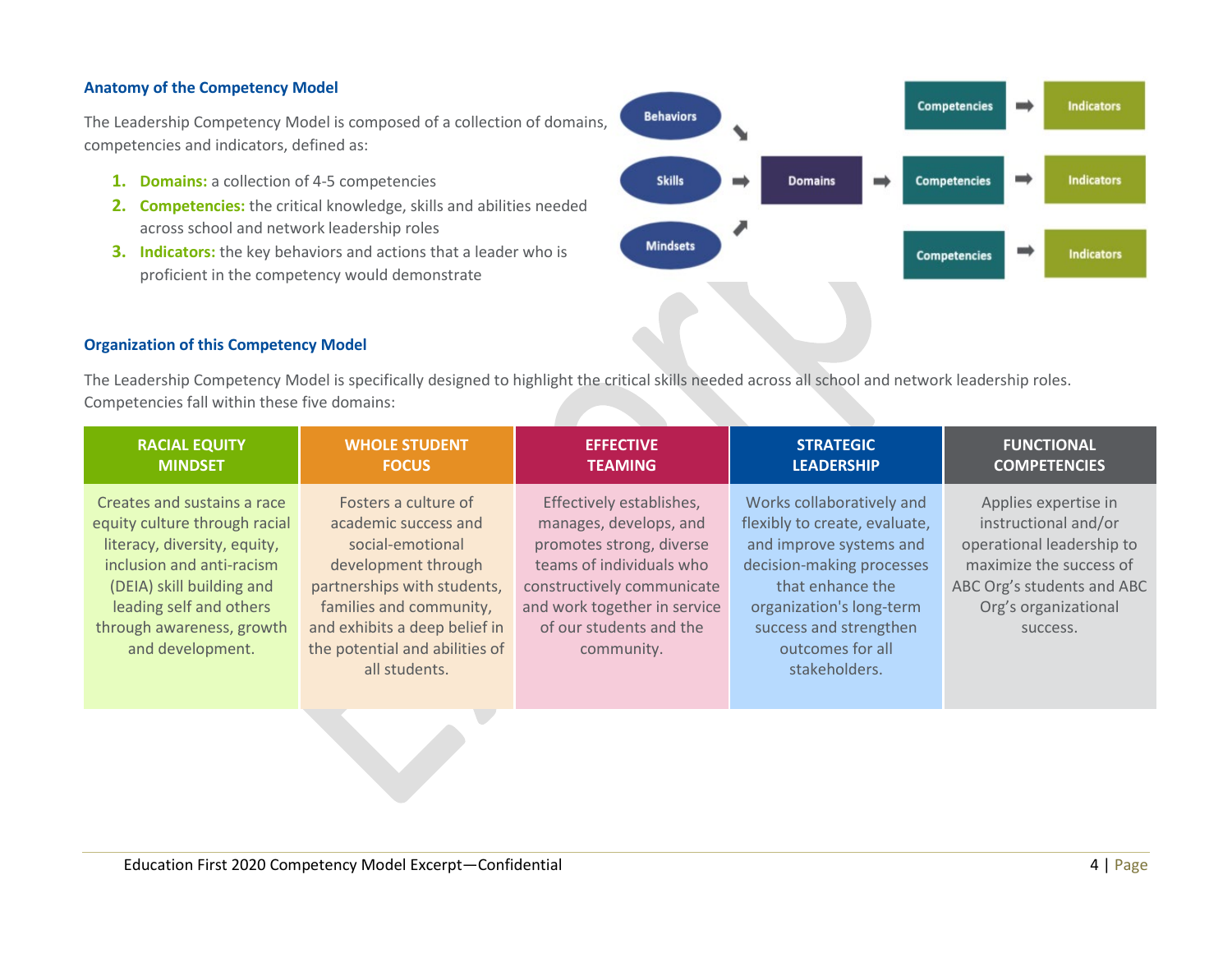## Anatomy of the Competency Model

The Leadership Competency Model is composed of a collection of domains, competencies and indicators, defined as:

1. **Domains:** a collection of 4-5 competencies
2. **Competencies:** the critical knowledge, skills and abilities needed across school and network leadership roles
3. **Indicators:** the key behaviors and actions that a leader who is proficient in the competency would demonstrate

Behaviors ➘ / Skills ➡ / Mindsets ➚ → Domains → Competencies → Indicators

## Organization of this Competency Model

The Leadership Competency Model is specifically designed to highlight the critical skills needed across all school and network leadership roles. Competencies fall within these five domains:

| RACIAL EQUITY MINDSET | WHOLE STUDENT FOCUS | EFFECTIVE TEAMING | STRATEGIC LEADERSHIP | FUNCTIONAL COMPETENCIES |
|---|---|---|---|---|
| Creates and sustains a race equity culture through racial literacy, diversity, equity, inclusion and anti-racism (DEIA) skill building and leading self and others through awareness, growth and development. | Fosters a culture of academic success and social-emotional development through partnerships with students, families and community, and exhibits a deep belief in the potential and abilities of all students. | Effectively establishes, manages, develops, and promotes strong, diverse teams of individuals who constructively communicate and work together in service of our students and the community. | Works collaboratively and flexibly to create, evaluate, and improve systems and decision-making processes that enhance the organization's long-term success and strengthen outcomes for all stakeholders. | Applies expertise in instructional and/or operational leadership to maximize the success of ABC Org's students and ABC Org's organizational success. |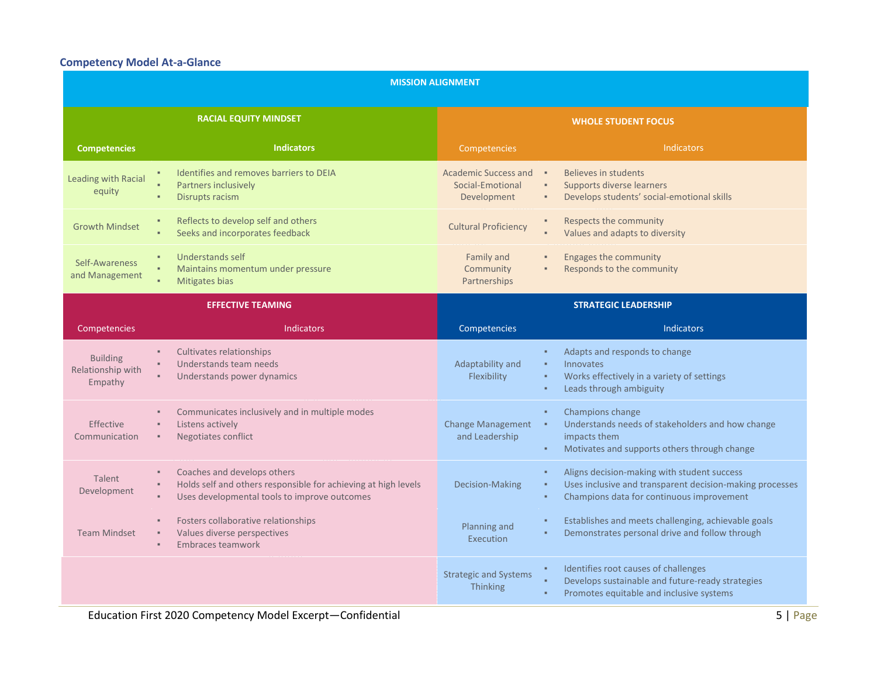### Competency Model At-a-Glance

**MISSION ALIGNMENT**

| RACIAL EQUITY MINDSET | | WHOLE STUDENT FOCUS | |
|---|---|---|---|
| **Competencies** | **Indicators** | Competencies | Indicators |
| Leading with Racial equity | ▪ Identifies and removes barriers to DEIA<br>▪ Partners inclusively<br>▪ Disrupts racism | Academic Success and Social-Emotional Development | ▪ Believes in students<br>▪ Supports diverse learners<br>▪ Develops students' social-emotional skills |
| Growth Mindset | ▪ Reflects to develop self and others<br>▪ Seeks and incorporates feedback | Cultural Proficiency | ▪ Respects the community<br>▪ Values and adapts to diversity |
| Self-Awareness and Management | ▪ Understands self<br>▪ Maintains momentum under pressure<br>▪ Mitigates bias | Family and Community Partnerships | ▪ Engages the community<br>▪ Responds to the community |

| EFFECTIVE TEAMING | | STRATEGIC LEADERSHIP | |
|---|---|---|---|
| Competencies | Indicators | Competencies | Indicators |
| Building Relationship with Empathy | ▪ Cultivates relationships<br>▪ Understands team needs<br>▪ Understands power dynamics | Adaptability and Flexibility | ▪ Adapts and responds to change<br>▪ Innovates<br>▪ Works effectively in a variety of settings<br>▪ Leads through ambiguity |
| Effective Communication | ▪ Communicates inclusively and in multiple modes<br>▪ Listens actively<br>▪ Negotiates conflict | Change Management and Leadership | ▪ Champions change<br>▪ Understands needs of stakeholders and how change impacts them<br>▪ Motivates and supports others through change |
| Talent Development | ▪ Coaches and develops others<br>▪ Holds self and others responsible for achieving at high levels<br>▪ Uses developmental tools to improve outcomes | Decision-Making | ▪ Aligns decision-making with student success<br>▪ Uses inclusive and transparent decision-making processes<br>▪ Champions data for continuous improvement |
| Team Mindset | ▪ Fosters collaborative relationships<br>▪ Values diverse perspectives<br>▪ Embraces teamwork | Planning and Execution | ▪ Establishes and meets challenging, achievable goals<br>▪ Demonstrates personal drive and follow through |
| | | Strategic and Systems Thinking | ▪ Identifies root causes of challenges<br>▪ Develops sustainable and future-ready strategies<br>▪ Promotes equitable and inclusive systems |

Education First 2020 Competency Model Excerpt—Confidential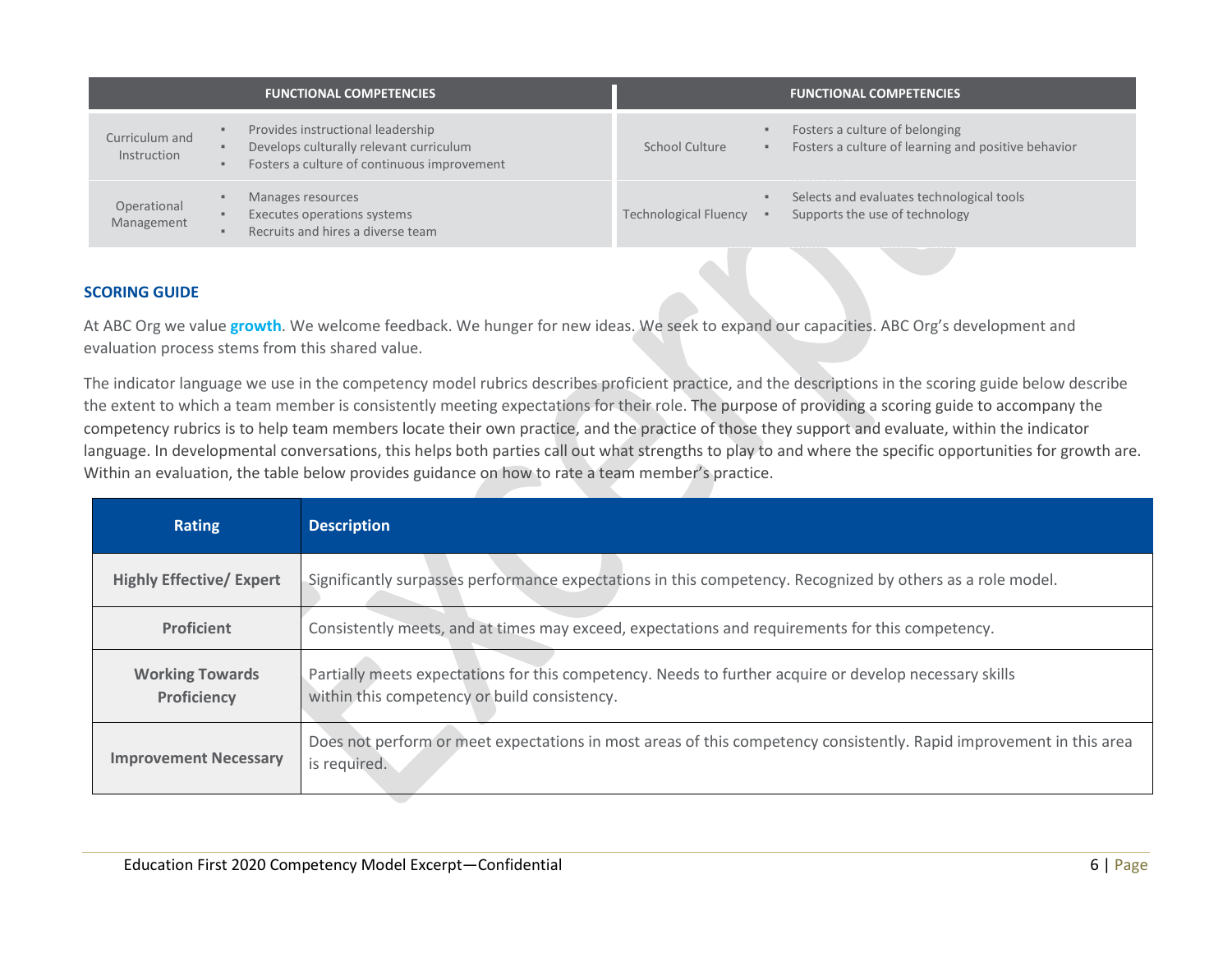| FUNCTIONAL COMPETENCIES | | FUNCTIONAL COMPETENCIES | |
|---|---|---|---|
| Curriculum and Instruction | ▪ Provides instructional leadership<br>▪ Develops culturally relevant curriculum<br>▪ Fosters a culture of continuous improvement | School Culture | ▪ Fosters a culture of belonging<br>▪ Fosters a culture of learning and positive behavior |
| Operational Management | ▪ Manages resources<br>▪ Executes operations systems<br>▪ Recruits and hires a diverse team | Technological Fluency | ▪ Selects and evaluates technological tools<br>▪ Supports the use of technology |

## SCORING GUIDE

At ABC Org we value **growth**. We welcome feedback. We hunger for new ideas. We seek to expand our capacities. ABC Org's development and evaluation process stems from this shared value.

The indicator language we use in the competency model rubrics describes proficient practice, and the descriptions in the scoring guide below describe the extent to which a team member is consistently meeting expectations for their role. The purpose of providing a scoring guide to accompany the competency rubrics is to help team members locate their own practice, and the practice of those they support and evaluate, within the indicator language. In developmental conversations, this helps both parties call out what strengths to play to and where the specific opportunities for growth are. Within an evaluation, the table below provides guidance on how to rate a team member's practice.

| Rating | Description |
|---|---|
| **Highly Effective/ Expert** | Significantly surpasses performance expectations in this competency. Recognized by others as a role model. |
| **Proficient** | Consistently meets, and at times may exceed, expectations and requirements for this competency. |
| **Working Towards Proficiency** | Partially meets expectations for this competency. Needs to further acquire or develop necessary skills within this competency or build consistency. |
| **Improvement Necessary** | Does not perform or meet expectations in most areas of this competency consistently. Rapid improvement in this area is required. |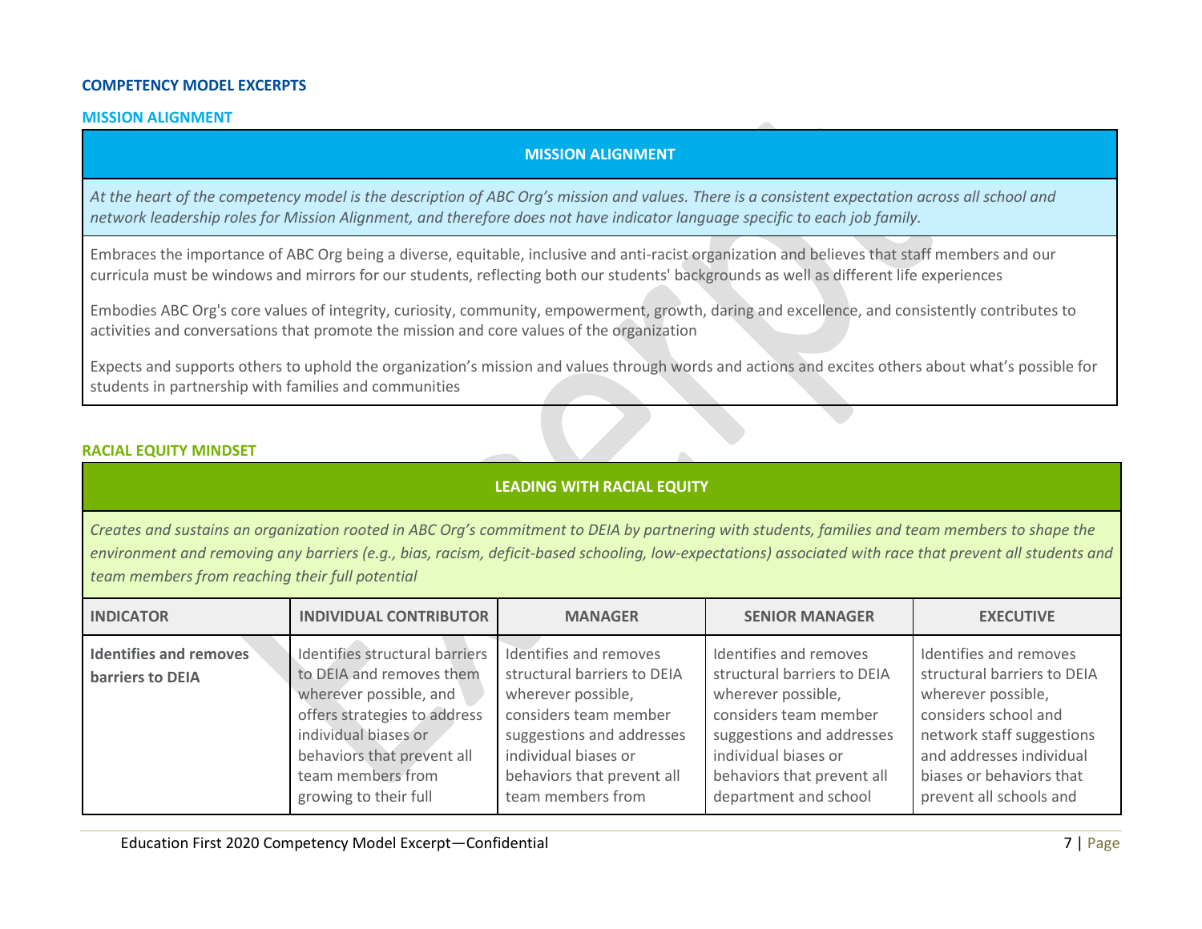## COMPETENCY MODEL EXCERPTS

### MISSION ALIGNMENT

| MISSION ALIGNMENT |
|---|
| *At the heart of the competency model is the description of ABC Org's mission and values. There is a consistent expectation across all school and network leadership roles for Mission Alignment, and therefore does not have indicator language specific to each job family.* |
| Embraces the importance of ABC Org being a diverse, equitable, inclusive and anti-racist organization and believes that staff members and our curricula must be windows and mirrors for our students, reflecting both our students' backgrounds as well as different life experiences |
| Embodies ABC Org's core values of integrity, curiosity, community, empowerment, growth, daring and excellence, and consistently contributes to activities and conversations that promote the mission and core values of the organization |
| Expects and supports others to uphold the organization's mission and values through words and actions and excites others about what's possible for students in partnership with families and communities |

### RACIAL EQUITY MINDSET

**LEADING WITH RACIAL EQUITY**

*Creates and sustains an organization rooted in ABC Org's commitment to DEIA by partnering with students, families and team members to shape the environment and removing any barriers (e.g., bias, racism, deficit-based schooling, low-expectations) associated with race that prevent all students and team members from reaching their full potential*

| INDICATOR | INDIVIDUAL CONTRIBUTOR | MANAGER | SENIOR MANAGER | EXECUTIVE |
|---|---|---|---|---|
| **Identifies and removes barriers to DEIA** | Identifies structural barriers to DEIA and removes them wherever possible, and offers strategies to address individual biases or behaviors that prevent all team members from growing to their full | Identifies and removes structural barriers to DEIA wherever possible, considers team member suggestions and addresses individual biases or behaviors that prevent all team members from | Identifies and removes structural barriers to DEIA wherever possible, considers team member suggestions and addresses individual biases or behaviors that prevent all department and school | Identifies and removes structural barriers to DEIA wherever possible, considers school and network staff suggestions and addresses individual biases or behaviors that prevent all schools and |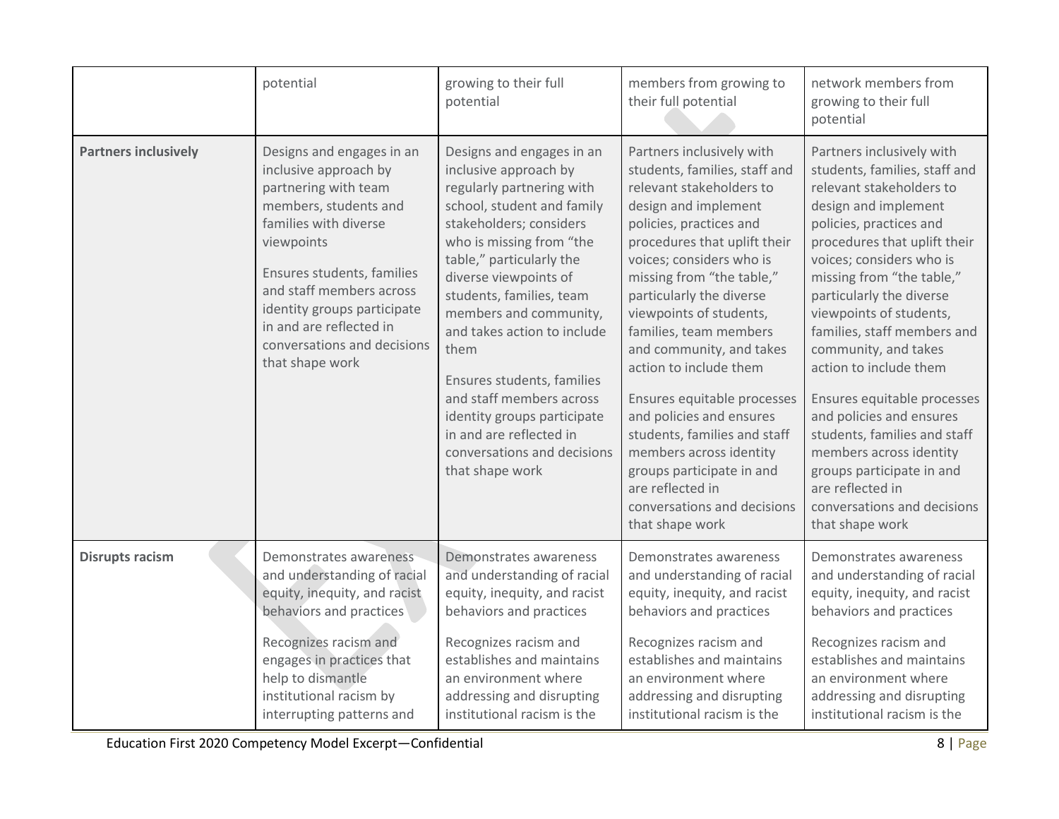| | potential | growing to their full potential | members from growing to their full potential | network members from growing to their full potential |
|---|---|---|---|---|
| **Partners inclusively** | Designs and engages in an inclusive approach by partnering with team members, students and families with diverse viewpoints<br><br>Ensures students, families and staff members across identity groups participate in and are reflected in conversations and decisions that shape work | Designs and engages in an inclusive approach by regularly partnering with school, student and family stakeholders; considers who is missing from "the table," particularly the diverse viewpoints of students, families, team members and community, and takes action to include them<br><br>Ensures students, families and staff members across identity groups participate in and are reflected in conversations and decisions that shape work | Partners inclusively with students, families, staff and relevant stakeholders to design and implement policies, practices and procedures that uplift their voices; considers who is missing from "the table," particularly the diverse viewpoints of students, families, team members and community, and takes action to include them<br><br>Ensures equitable processes and policies and ensures students, families and staff members across identity groups participate in and are reflected in conversations and decisions that shape work | Partners inclusively with students, families, staff and relevant stakeholders to design and implement policies, practices and procedures that uplift their voices; considers who is missing from "the table," particularly the diverse viewpoints of students, families, staff members and community, and takes action to include them<br><br>Ensures equitable processes and policies and ensures students, families and staff members across identity groups participate in and are reflected in conversations and decisions that shape work |
| **Disrupts racism** | Demonstrates awareness and understanding of racial equity, inequity, and racist behaviors and practices<br><br>Recognizes racism and engages in practices that help to dismantle institutional racism by interrupting patterns and | Demonstrates awareness and understanding of racial equity, inequity, and racist behaviors and practices<br><br>Recognizes racism and establishes and maintains an environment where addressing and disrupting institutional racism is the | Demonstrates awareness and understanding of racial equity, inequity, and racist behaviors and practices<br><br>Recognizes racism and establishes and maintains an environment where addressing and disrupting institutional racism is the | Demonstrates awareness and understanding of racial equity, inequity, and racist behaviors and practices<br><br>Recognizes racism and establishes and maintains an environment where addressing and disrupting institutional racism is the |

Education First 2020 Competency Model Excerpt—Confidential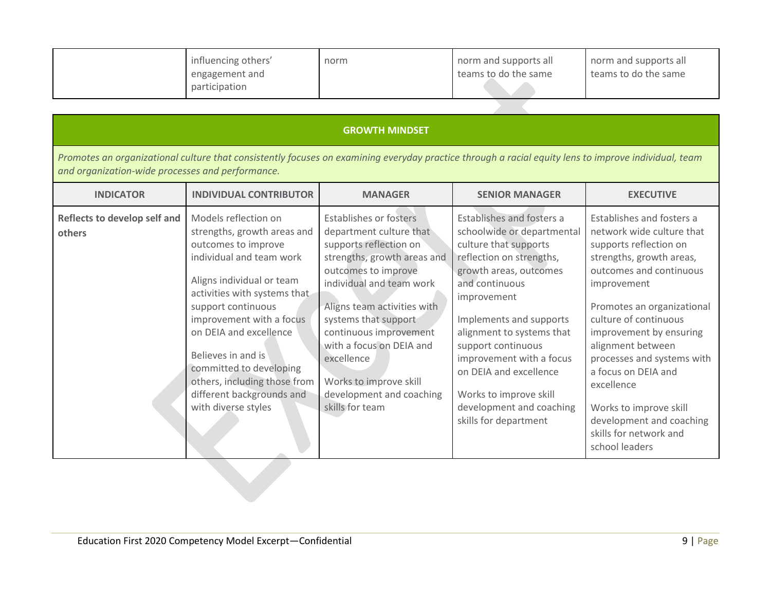| | influencing others' engagement and participation | norm | norm and supports all teams to do the same | norm and supports all teams to do the same |
|---|---|---|---|---|

## GROWTH MINDSET

*Promotes an organizational culture that consistently focuses on examining everyday practice through a racial equity lens to improve individual, team and organization-wide processes and performance.*

| INDICATOR | INDIVIDUAL CONTRIBUTOR | MANAGER | SENIOR MANAGER | EXECUTIVE |
|---|---|---|---|---|
| **Reflects to develop self and others** | Models reflection on strengths, growth areas and outcomes to improve individual and team work<br><br>Aligns individual or team activities with systems that support continuous improvement with a focus on DEIA and excellence<br><br>Believes in and is committed to developing others, including those from different backgrounds and with diverse styles | Establishes or fosters department culture that supports reflection on strengths, growth areas and outcomes to improve individual and team work<br><br>Aligns team activities with systems that support continuous improvement with a focus on DEIA and excellence<br><br>Works to improve skill development and coaching skills for team | Establishes and fosters a schoolwide or departmental culture that supports reflection on strengths, growth areas, outcomes and continuous improvement<br><br>Implements and supports alignment to systems that support continuous improvement with a focus on DEIA and excellence<br><br>Works to improve skill development and coaching skills for department | Establishes and fosters a network wide culture that supports reflection on strengths, growth areas, outcomes and continuous improvement<br><br>Promotes an organizational culture of continuous improvement by ensuring alignment between processes and systems with a focus on DEIA and excellence<br><br>Works to improve skill development and coaching skills for network and school leaders |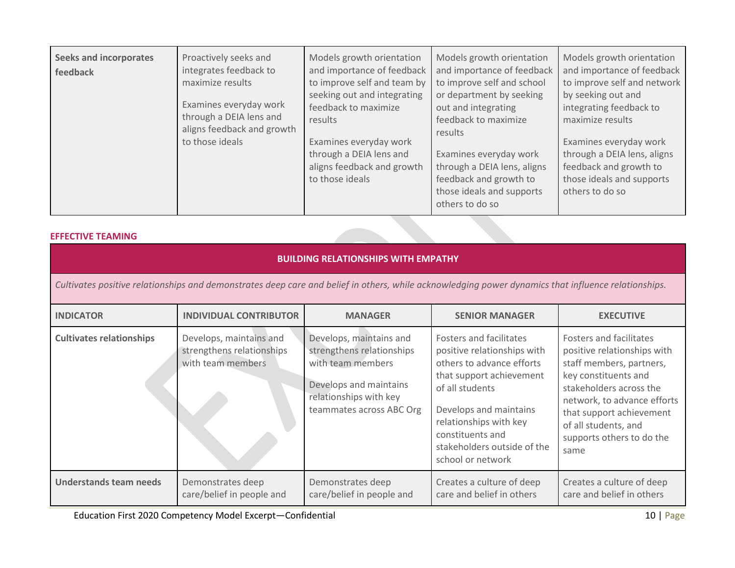| Seeks and incorporates feedback | Proactively seeks and integrates feedback to maximize results<br><br>Examines everyday work through a DEIA lens and aligns feedback and growth to those ideals | Models growth orientation and importance of feedback to improve self and team by seeking out and integrating feedback to maximize results<br><br>Examines everyday work through a DEIA lens and aligns feedback and growth to those ideals | Models growth orientation and importance of feedback to improve self and school or department by seeking out and integrating feedback to maximize results<br><br>Examines everyday work through a DEIA lens, aligns feedback and growth to those ideals and supports others to do so | Models growth orientation and importance of feedback to improve self and network by seeking out and integrating feedback to maximize results<br><br>Examines everyday work through a DEIA lens, aligns feedback and growth to those ideals and supports others to do so |
|---|---|---|---|---|

**EFFECTIVE TEAMING**

| BUILDING RELATIONSHIPS WITH EMPATHY | | | | |
|---|---|---|---|---|
| *Cultivates positive relationships and demonstrates deep care and belief in others, while acknowledging power dynamics that influence relationships.* | | | | |
| **INDICATOR** | **INDIVIDUAL CONTRIBUTOR** | **MANAGER** | **SENIOR MANAGER** | **EXECUTIVE** |
| **Cultivates relationships** | Develops, maintains and strengthens relationships with team members | Develops, maintains and strengthens relationships with team members<br><br>Develops and maintains relationships with key teammates across ABC Org | Fosters and facilitates positive relationships with others to advance efforts that support achievement of all students<br><br>Develops and maintains relationships with key constituents and stakeholders outside of the school or network | Fosters and facilitates positive relationships with staff members, partners, key constituents and stakeholders across the network, to advance efforts that support achievement of all students, and supports others to do the same |
| **Understands team needs** | Demonstrates deep care/belief in people and | Demonstrates deep care/belief in people and | Creates a culture of deep care and belief in others | Creates a culture of deep care and belief in others |

Education First 2020 Competency Model Excerpt—Confidential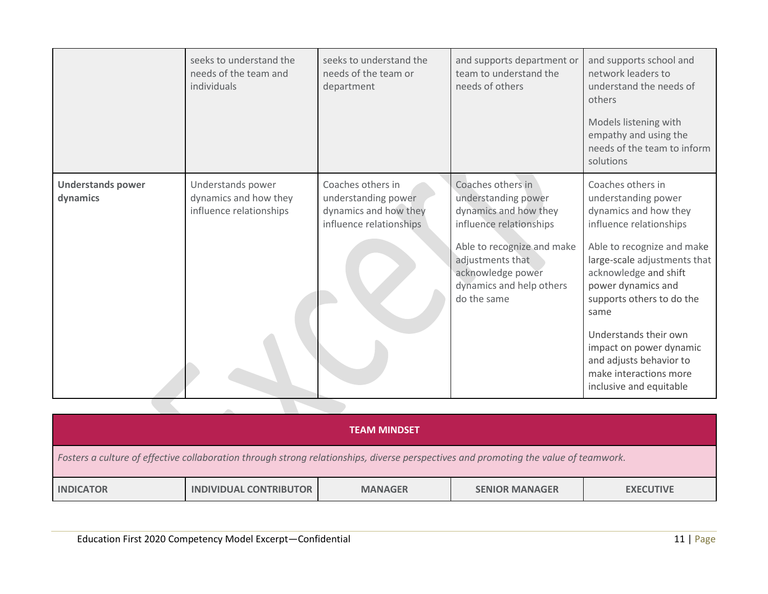| | | | | |
|---|---|---|---|---|
| | seeks to understand the needs of the team and individuals | seeks to understand the needs of the team or department | and supports department or team to understand the needs of others | and supports school and network leaders to understand the needs of others<br><br>Models listening with empathy and using the needs of the team to inform solutions |
| **Understands power dynamics** | Understands power dynamics and how they influence relationships | Coaches others in understanding power dynamics and how they influence relationships | Coaches others in understanding power dynamics and how they influence relationships<br><br>Able to recognize and make adjustments that acknowledge power dynamics and help others do the same | Coaches others in understanding power dynamics and how they influence relationships<br><br>Able to recognize and make large-scale adjustments that acknowledge and shift power dynamics and supports others to do the same<br><br>Understands their own impact on power dynamic and adjusts behavior to make interactions more inclusive and equitable |

| **TEAM MINDSET** | | | | |
|---|---|---|---|---|
| *Fosters a culture of effective collaboration through strong relationships, diverse perspectives and promoting the value of teamwork.* | | | | |
| **INDICATOR** | **INDIVIDUAL CONTRIBUTOR** | **MANAGER** | **SENIOR MANAGER** | **EXECUTIVE** |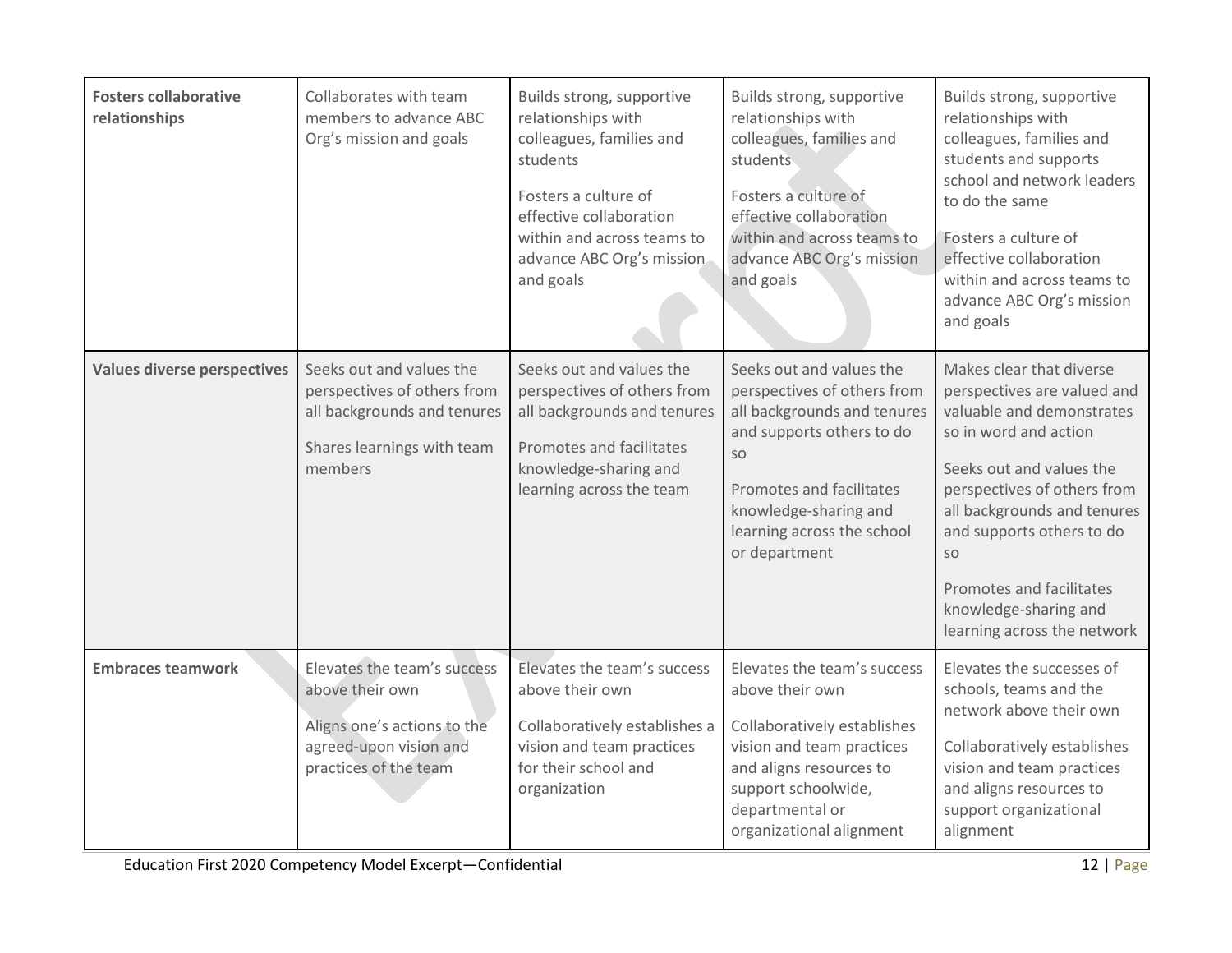| **Fosters collaborative relationships** | Collaborates with team members to advance ABC Org's mission and goals | Builds strong, supportive relationships with colleagues, families and students<br><br>Fosters a culture of effective collaboration within and across teams to advance ABC Org's mission and goals | Builds strong, supportive relationships with colleagues, families and students<br><br>Fosters a culture of effective collaboration within and across teams to advance ABC Org's mission and goals | Builds strong, supportive relationships with colleagues, families and students and supports school and network leaders to do the same<br><br>Fosters a culture of effective collaboration within and across teams to advance ABC Org's mission and goals |
|---|---|---|---|---|
| **Values diverse perspectives** | Seeks out and values the perspectives of others from all backgrounds and tenures<br><br>Shares learnings with team members | Seeks out and values the perspectives of others from all backgrounds and tenures<br><br>Promotes and facilitates knowledge-sharing and learning across the team | Seeks out and values the perspectives of others from all backgrounds and tenures and supports others to do so<br><br>Promotes and facilitates knowledge-sharing and learning across the school or department | Makes clear that diverse perspectives are valued and valuable and demonstrates so in word and action<br><br>Seeks out and values the perspectives of others from all backgrounds and tenures and supports others to do so<br><br>Promotes and facilitates knowledge-sharing and learning across the network |
| **Embraces teamwork** | Elevates the team's success above their own<br><br>Aligns one's actions to the agreed-upon vision and practices of the team | Elevates the team's success above their own<br><br>Collaboratively establishes a vision and team practices for their school and organization | Elevates the team's success above their own<br><br>Collaboratively establishes vision and team practices and aligns resources to support schoolwide, departmental or organizational alignment | Elevates the successes of schools, teams and the network above their own<br><br>Collaboratively establishes vision and team practices and aligns resources to support organizational alignment |

Education First 2020 Competency Model Excerpt—Confidential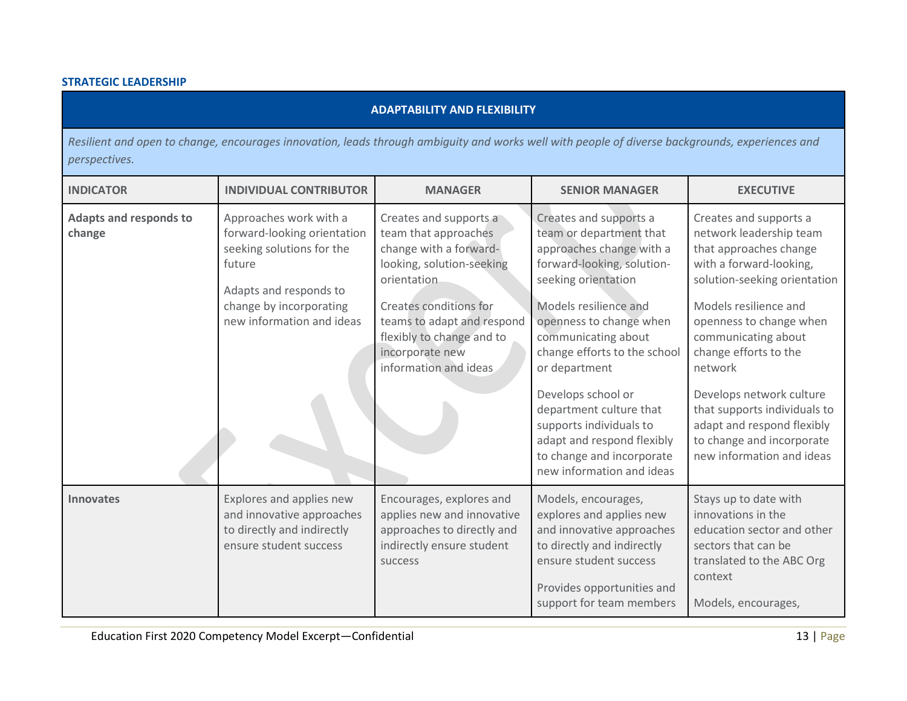**STRATEGIC LEADERSHIP**

| ADAPTABILITY AND FLEXIBILITY | | | | |
|---|---|---|---|---|
| *Resilient and open to change, encourages innovation, leads through ambiguity and works well with people of diverse backgrounds, experiences and perspectives.* | | | | |
| **INDICATOR** | **INDIVIDUAL CONTRIBUTOR** | **MANAGER** | **SENIOR MANAGER** | **EXECUTIVE** |
| **Adapts and responds to change** | Approaches work with a forward-looking orientation seeking solutions for the future<br><br>Adapts and responds to change by incorporating new information and ideas | Creates and supports a team that approaches change with a forward-looking, solution-seeking orientation<br><br>Creates conditions for teams to adapt and respond flexibly to change and to incorporate new information and ideas | Creates and supports a team or department that approaches change with a forward-looking, solution-seeking orientation<br><br>Models resilience and openness to change when communicating about change efforts to the school or department<br><br>Develops school or department culture that supports individuals to adapt and respond flexibly to change and incorporate new information and ideas | Creates and supports a network leadership team that approaches change with a forward-looking, solution-seeking orientation<br><br>Models resilience and openness to change when communicating about change efforts to the network<br><br>Develops network culture that supports individuals to adapt and respond flexibly to change and incorporate new information and ideas |
| **Innovates** | Explores and applies new and innovative approaches to directly and indirectly ensure student success | Encourages, explores and applies new and innovative approaches to directly and indirectly ensure student success | Models, encourages, explores and applies new and innovative approaches to directly and indirectly ensure student success<br><br>Provides opportunities and support for team members | Stays up to date with innovations in the education sector and other sectors that can be translated to the ABC Org context<br><br>Models, encourages, |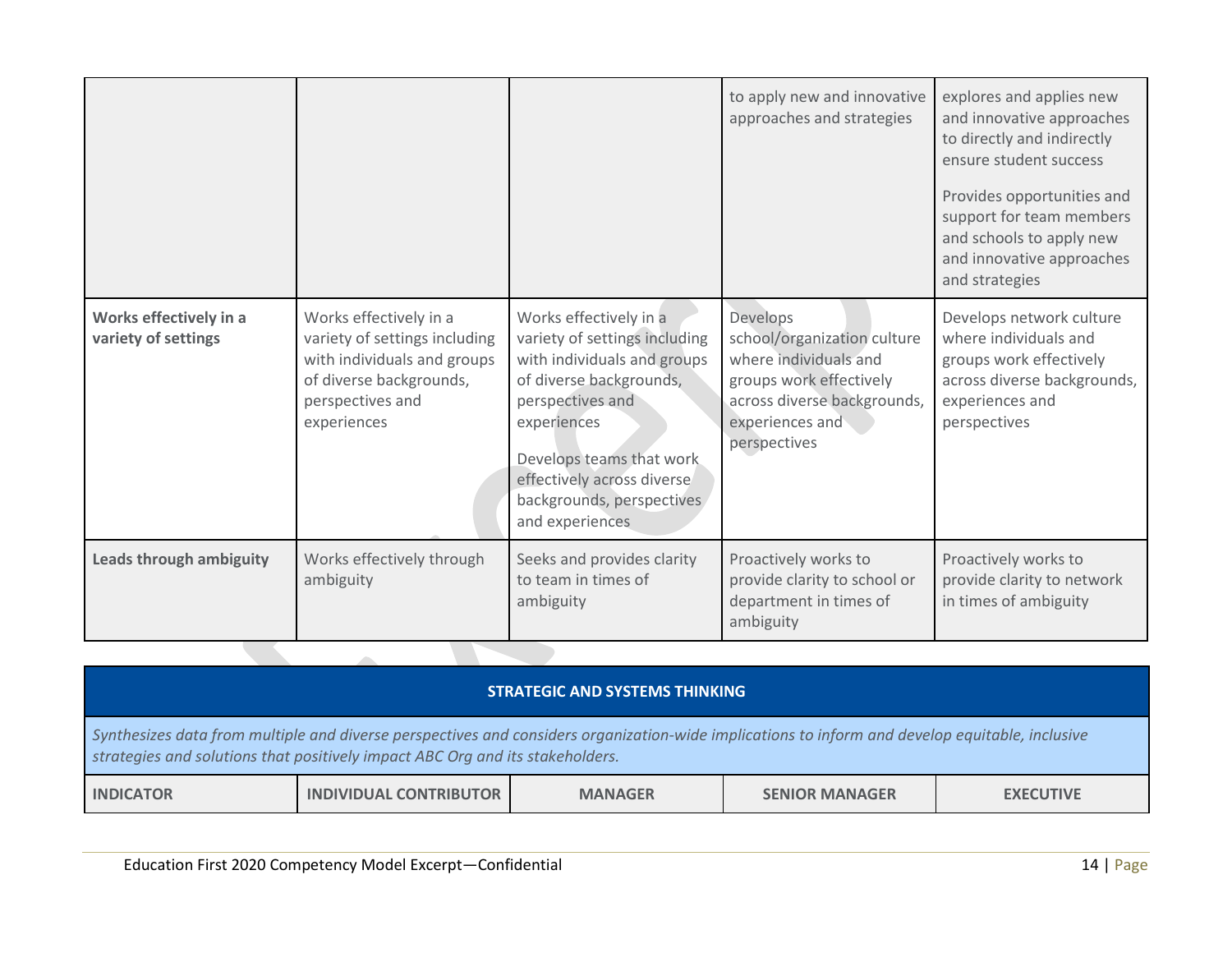| | | | | |
|---|---|---|---|---|
| | | | to apply new and innovative approaches and strategies | explores and applies new and innovative approaches to directly and indirectly ensure student success<br><br>Provides opportunities and support for team members and schools to apply new and innovative approaches and strategies |
| **Works effectively in a variety of settings** | Works effectively in a variety of settings including with individuals and groups of diverse backgrounds, perspectives and experiences | Works effectively in a variety of settings including with individuals and groups of diverse backgrounds, perspectives and experiences<br><br>Develops teams that work effectively across diverse backgrounds, perspectives and experiences | Develops school/organization culture where individuals and groups work effectively across diverse backgrounds, experiences and perspectives | Develops network culture where individuals and groups work effectively across diverse backgrounds, experiences and perspectives |
| **Leads through ambiguity** | Works effectively through ambiguity | Seeks and provides clarity to team in times of ambiguity | Proactively works to provide clarity to school or department in times of ambiguity | Proactively works to provide clarity to network in times of ambiguity |

## STRATEGIC AND SYSTEMS THINKING

*Synthesizes data from multiple and diverse perspectives and considers organization-wide implications to inform and develop equitable, inclusive strategies and solutions that positively impact ABC Org and its stakeholders.*

| INDICATOR | INDIVIDUAL CONTRIBUTOR | MANAGER | SENIOR MANAGER | EXECUTIVE |
|---|---|---|---|---|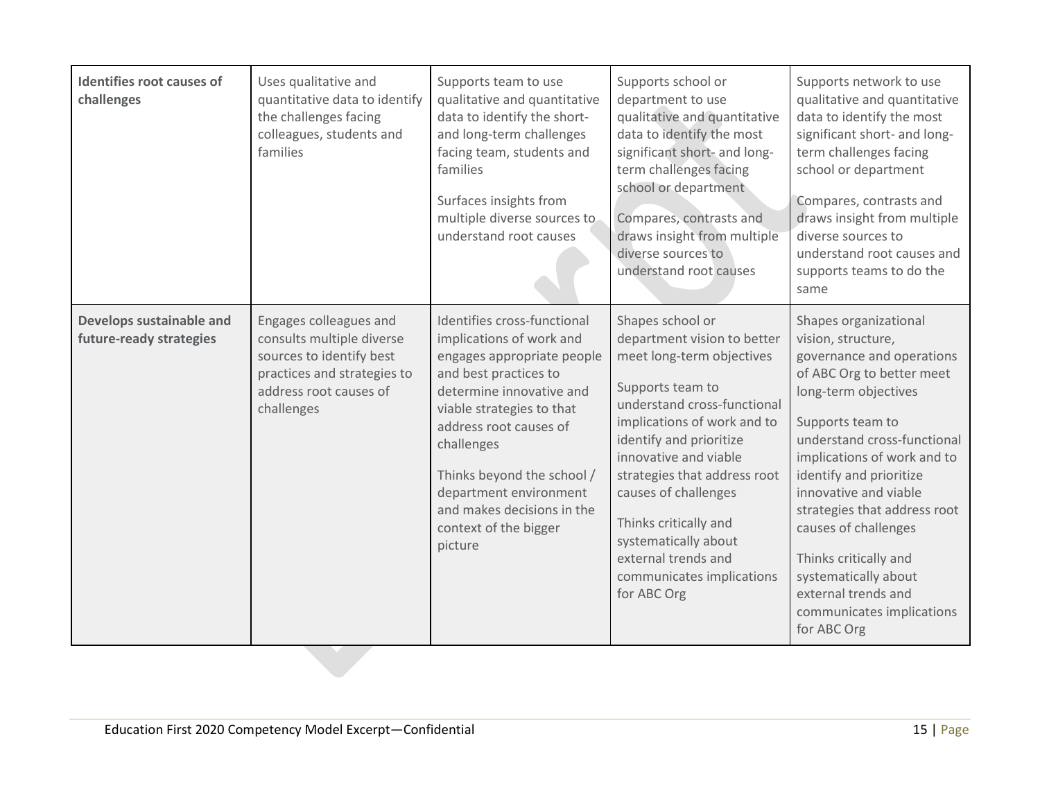| | | | | |
|---|---|---|---|---|
| **Identifies root causes of challenges** | Uses qualitative and quantitative data to identify the challenges facing colleagues, students and families | Supports team to use qualitative and quantitative data to identify the short- and long-term challenges facing team, students and families<br><br>Surfaces insights from multiple diverse sources to understand root causes | Supports school or department to use qualitative and quantitative data to identify the most significant short- and long-term challenges facing school or department<br><br>Compares, contrasts and draws insight from multiple diverse sources to understand root causes | Supports network to use qualitative and quantitative data to identify the most significant short- and long-term challenges facing school or department<br><br>Compares, contrasts and draws insight from multiple diverse sources to understand root causes and supports teams to do the same |
| **Develops sustainable and future-ready strategies** | Engages colleagues and consults multiple diverse sources to identify best practices and strategies to address root causes of challenges | Identifies cross-functional implications of work and engages appropriate people and best practices to determine innovative and viable strategies to that address root causes of challenges<br><br>Thinks beyond the school / department environment and makes decisions in the context of the bigger picture | Shapes school or department vision to better meet long-term objectives<br><br>Supports team to understand cross-functional implications of work and to identify and prioritize innovative and viable strategies that address root causes of challenges<br><br>Thinks critically and systematically about external trends and communicates implications for ABC Org | Shapes organizational vision, structure, governance and operations of ABC Org to better meet long-term objectives<br><br>Supports team to understand cross-functional implications of work and to identify and prioritize innovative and viable strategies that address root causes of challenges<br><br>Thinks critically and systematically about external trends and communicates implications for ABC Org |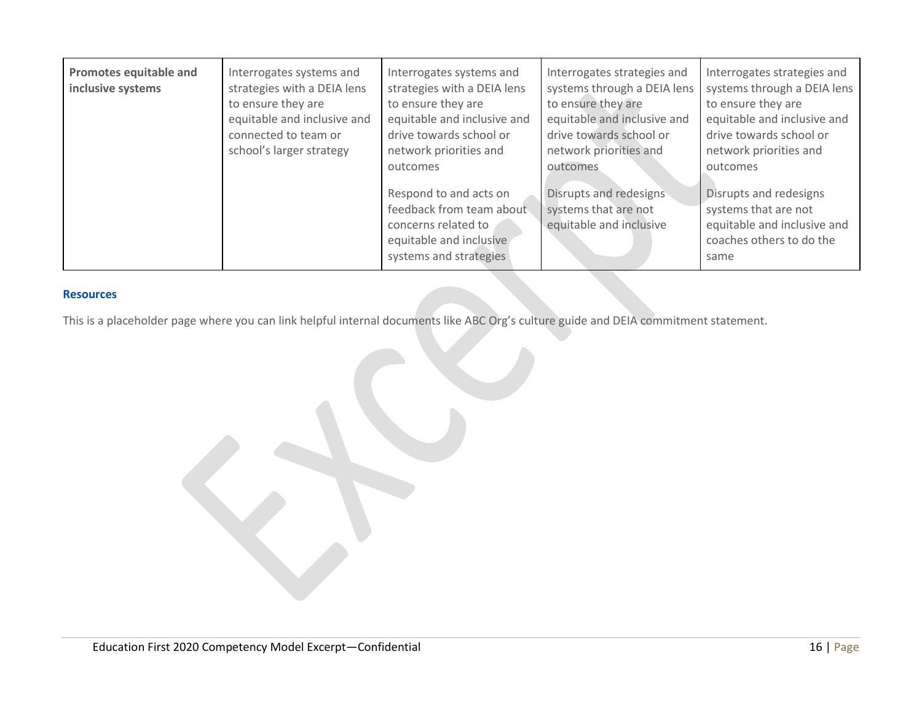| | | | | |
|---|---|---|---|---|
| **Promotes equitable and inclusive systems** | Interrogates systems and strategies with a DEIA lens to ensure they are equitable and inclusive and connected to team or school's larger strategy | Interrogates systems and strategies with a DEIA lens to ensure they are equitable and inclusive and drive towards school or network priorities and outcomes<br><br>Respond to and acts on feedback from team about concerns related to equitable and inclusive systems and strategies | Interrogates strategies and systems through a DEIA lens to ensure they are equitable and inclusive and drive towards school or network priorities and outcomes<br><br>Disrupts and redesigns systems that are not equitable and inclusive | Interrogates strategies and systems through a DEIA lens to ensure they are equitable and inclusive and drive towards school or network priorities and outcomes<br><br>Disrupts and redesigns systems that are not equitable and inclusive and coaches others to do the same |

### Resources

This is a placeholder page where you can link helpful internal documents like ABC Org's culture guide and DEIA commitment statement.